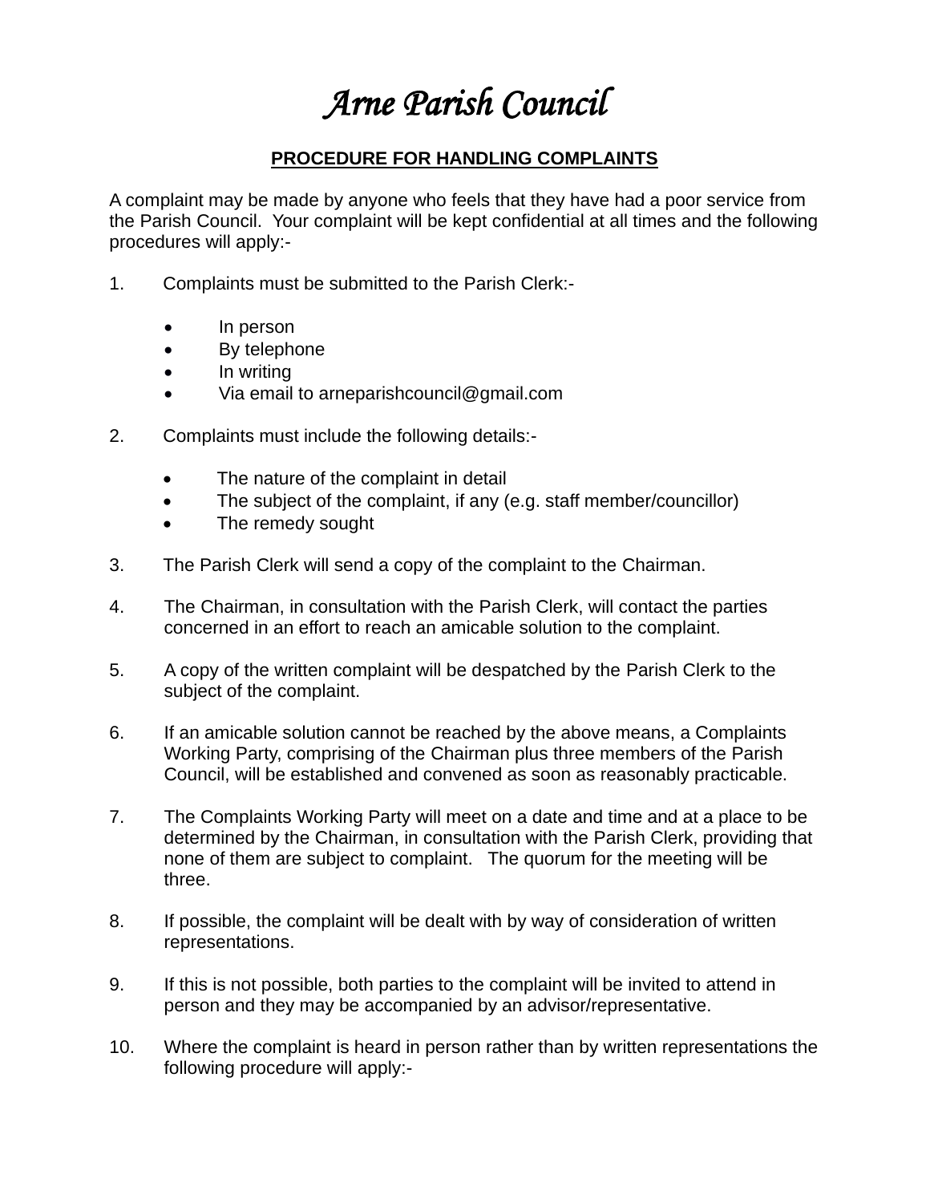# *Arne Parish Council*

## PROCEDURE FOR HANDLING COMPLAINTS

A complaint may be made by anyone who feels that they have had a poor service from the Parish Council. Your complaint will be kept confidential at all times and the following procedures will apply:-

1. Complaints must be submitted to the Parish Clerk:-

   - In person
   - By telephone
   - In writing
   - Via email to arneparishcouncil@gmail.com

2. Complaints must include the following details:-

   - The nature of the complaint in detail
   - The subject of the complaint, if any (e.g. staff member/councillor)
   - The remedy sought

3. The Parish Clerk will send a copy of the complaint to the Chairman.

4. The Chairman, in consultation with the Parish Clerk, will contact the parties concerned in an effort to reach an amicable solution to the complaint.

5. A copy of the written complaint will be despatched by the Parish Clerk to the subject of the complaint.

6. If an amicable solution cannot be reached by the above means, a Complaints Working Party, comprising of the Chairman plus three members of the Parish Council, will be established and convened as soon as reasonably practicable.

7. The Complaints Working Party will meet on a date and time and at a place to be determined by the Chairman, in consultation with the Parish Clerk, providing that none of them are subject to complaint. The quorum for the meeting will be three.

8. If possible, the complaint will be dealt with by way of consideration of written representations.

9. If this is not possible, both parties to the complaint will be invited to attend in person and they may be accompanied by an advisor/representative.

10. Where the complaint is heard in person rather than by written representations the following procedure will apply:-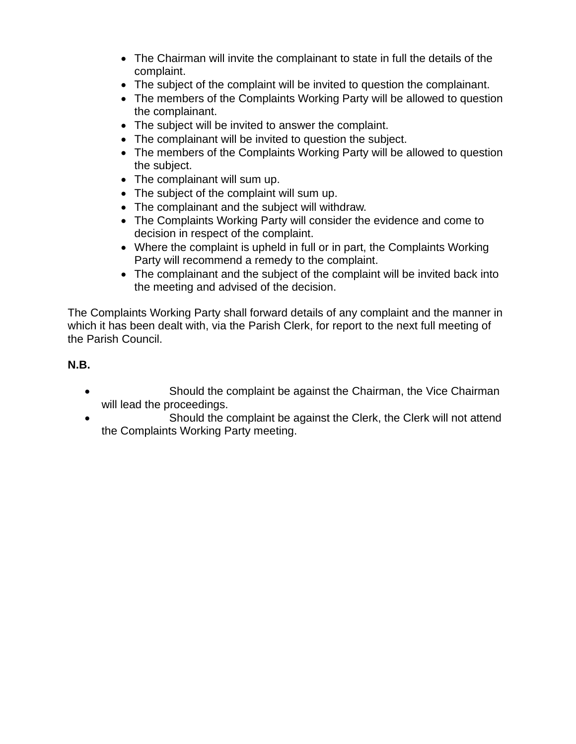- The Chairman will invite the complainant to state in full the details of the complaint.
- The subject of the complaint will be invited to question the complainant.
- The members of the Complaints Working Party will be allowed to question the complainant.
- The subject will be invited to answer the complaint.
- The complainant will be invited to question the subject.
- The members of the Complaints Working Party will be allowed to question the subject.
- The complainant will sum up.
- The subject of the complaint will sum up.
- The complainant and the subject will withdraw.
- The Complaints Working Party will consider the evidence and come to decision in respect of the complaint.
- Where the complaint is upheld in full or in part, the Complaints Working Party will recommend a remedy to the complaint.
- The complainant and the subject of the complaint will be invited back into the meeting and advised of the decision.

The Complaints Working Party shall forward details of any complaint and the manner in which it has been dealt with, via the Parish Clerk, for report to the next full meeting of the Parish Council.

**N.B.**

- Should the complaint be against the Chairman, the Vice Chairman will lead the proceedings.
- Should the complaint be against the Clerk, the Clerk will not attend the Complaints Working Party meeting.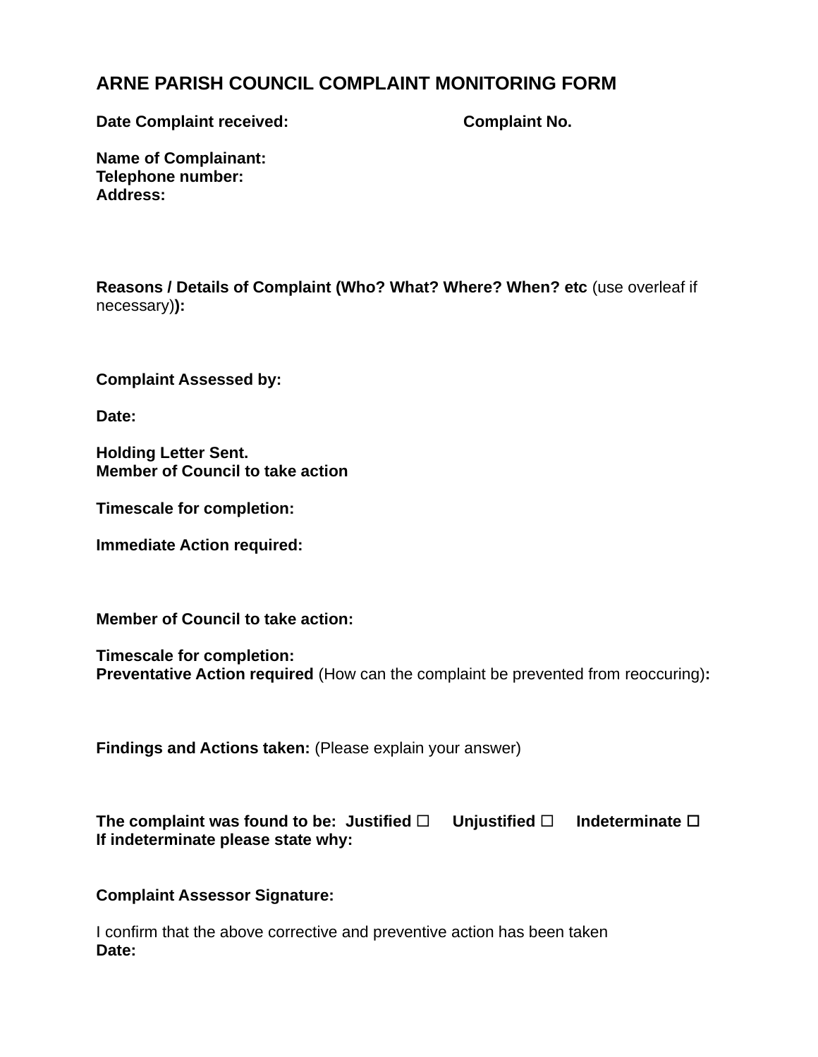# ARNE PARISH COUNCIL COMPLAINT MONITORING FORM

**Date Complaint received:** **Complaint No.**

**Name of Complainant:**
**Telephone number:**
**Address:**

**Reasons / Details of Complaint (Who? What? Where? When? etc** (use overleaf if necessary)**):**

**Complaint Assessed by:**

**Date:**

**Holding Letter Sent.**
**Member of Council to take action**

**Timescale for completion:**

**Immediate Action required:**

**Member of Council to take action:**

**Timescale for completion:**
**Preventative Action required** (How can the complaint be prevented from reoccuring)**:**

**Findings and Actions taken:** (Please explain your answer)

**The complaint was found to be: Justified ☐ Unjustified ☐ Indeterminate ☐**
**If indeterminate please state why:**

**Complaint Assessor Signature:**

I confirm that the above corrective and preventive action has been taken
**Date:**